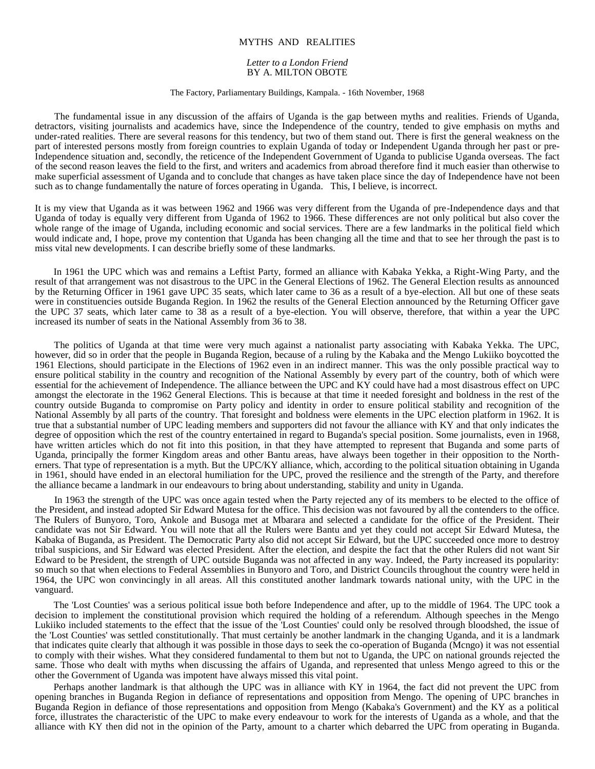# MYTHS AND REALITIES

*Letter to a London Friend*
BY A. MILTON OBOTE

The Factory, Parliamentary Buildings, Kampala. - 16th November, 1968

The fundamental issue in any discussion of the affairs of Uganda is the gap between myths and realities. Friends of Uganda, detractors, visiting journalists and academics have, since the Independence of the country, tended to give emphasis on myths and under-rated realities. There are several reasons for this tendency, but two of them stand out. There is first the general weakness on the part of interested persons mostly from foreign countries to explain Uganda of today or Independent Uganda through her past or pre-Independence situation and, secondly, the reticence of the Independent Government of Uganda to publicise Uganda overseas. The fact of the second reason leaves the field to the first, and writers and academics from abroad therefore find it much easier than otherwise to make superficial assessment of Uganda and to conclude that changes as have taken place since the day of Independence have not been such as to change fundamentally the nature of forces operating in Uganda. This, I believe, is incorrect.

It is my view that Uganda as it was between 1962 and 1966 was very different from the Uganda of pre-Independence days and that Uganda of today is equally very different from Uganda of 1962 to 1966. These differences are not only political but also cover the whole range of the image of Uganda, including economic and social services. There are a few landmarks in the political field which would indicate and, I hope, prove my contention that Uganda has been changing all the time and that to see her through the past is to miss vital new developments. I can describe briefly some of these landmarks.

In 1961 the UPC which was and remains a Leftist Party, formed an alliance with Kabaka Yekka, a Right-Wing Party, and the result of that arrangement was not disastrous to the UPC in the General Elections of 1962. The General Election results as announced by the Returning Officer in 1961 gave UPC 35 seats, which later came to 36 as a result of a bye-election. All but one of these seats were in constituencies outside Buganda Region. In 1962 the results of the General Election announced by the Returning Officer gave the UPC 37 seats, which later came to 38 as a result of a bye-election. You will observe, therefore, that within a year the UPC increased its number of seats in the National Assembly from 36 to 38.

The politics of Uganda at that time were very much against a nationalist party associating with Kabaka Yekka. The UPC, however, did so in order that the people in Buganda Region, because of a ruling by the Kabaka and the Mengo Lukiiko boycotted the 1961 Elections, should participate in the Elections of 1962 even in an indirect manner. This was the only possible practical way to ensure political stability in the country and recognition of the National Assembly by every part of the country, both of which were essential for the achievement of Independence. The alliance between the UPC and KY could have had a most disastrous effect on UPC amongst the electorate in the 1962 General Elections. This is because at that time it needed foresight and boldness in the rest of the country outside Buganda to compromise on Party policy and identity in order to ensure political stability and recognition of the National Assembly by all parts of the country. That foresight and boldness were elements in the UPC election platform in 1962. It is true that a substantial number of UPC leading members and supporters did not favour the alliance with KY and that only indicates the degree of opposition which the rest of the country entertained in regard to Buganda's special position. Some journalists, even in 1968, have written articles which do not fit into this position, in that they have attempted to represent that Buganda and some parts of Uganda, principally the former Kingdom areas and other Bantu areas, have always been together in their opposition to the Northerners. That type of representation is a myth. But the UPC/KY alliance, which, according to the political situation obtaining in Uganda in 1961, should have ended in an electoral humiliation for the UPC, proved the resilience and the strength of the Party, and therefore the alliance became a landmark in our endeavours to bring about understanding, stability and unity in Uganda.

In 1963 the strength of the UPC was once again tested when the Party rejected any of its members to be elected to the office of the President, and instead adopted Sir Edward Mutesa for the office. This decision was not favoured by all the contenders to the office. The Rulers of Bunyoro, Toro, Ankole and Busoga met at Mbarara and selected a candidate for the office of the President. Their candidate was not Sir Edward. You will note that all the Rulers were Bantu and yet they could not accept Sir Edward Mutesa, the Kabaka of Buganda, as President. The Democratic Party also did not accept Sir Edward, but the UPC succeeded once more to destroy tribal suspicions, and Sir Edward was elected President. After the election, and despite the fact that the other Rulers did not want Sir Edward to be President, the strength of UPC outside Buganda was not affected in any way. Indeed, the Party increased its popularity: so much so that when elections to Federal Assemblies in Bunyoro and Toro, and District Councils throughout the country were held in 1964, the UPC won convincingly in all areas. All this constituted another landmark towards national unity, with the UPC in the vanguard.

The 'Lost Counties' was a serious political issue both before Independence and after, up to the middle of 1964. The UPC took a decision to implement the constitutional provision which required the holding of a referendum. Although speeches in the Mengo Lukiiko included statements to the effect that the issue of the 'Lost Counties' could only be resolved through bloodshed, the issue of the 'Lost Counties' was settled constitutionally. That must certainly be another landmark in the changing Uganda, and it is a landmark that indicates quite clearly that although it was possible in those days to seek the co-operation of Buganda (Mcngo) it was not essential to comply with their wishes. What they considered fundamental to them but not to Uganda, the UPC on national grounds rejected the same. Those who dealt with myths when discussing the affairs of Uganda, and represented that unless Mengo agreed to this or the other the Government of Uganda was impotent have always missed this vital point.

Perhaps another landmark is that although the UPC was in alliance with KY in 1964, the fact did not prevent the UPC from opening branches in Buganda Region in defiance of representations and opposition from Mengo. The opening of UPC branches in Buganda Region in defiance of those representations and opposition from Mengo (Kabaka's Government) and the KY as a political force, illustrates the characteristic of the UPC to make every endeavour to work for the interests of Uganda as a whole, and that the alliance with KY then did not in the opinion of the Party, amount to a charter which debarred the UPC from operating in Buganda.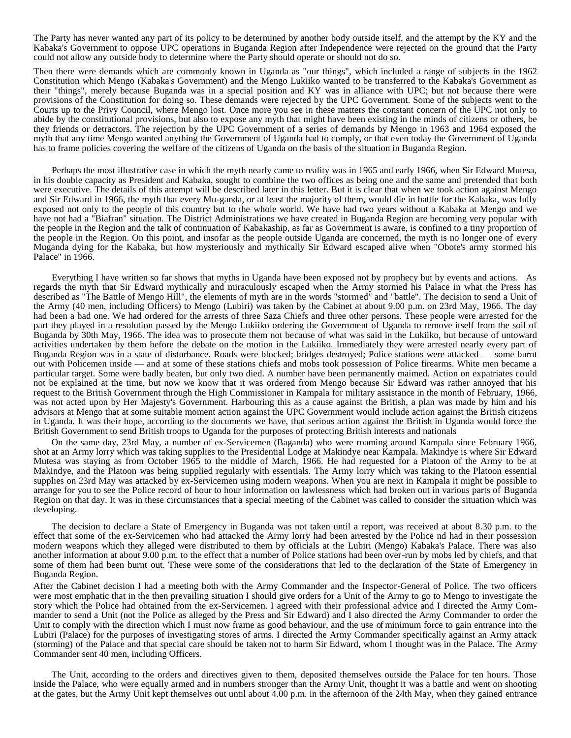The Party has never wanted any part of its policy to be determined by another body outside itself, and the attempt by the KY and the Kabaka's Government to oppose UPC operations in Buganda Region after Independence were rejected on the ground that the Party could not allow any outside body to determine where the Party should operate or should not do so.

Then there were demands which are commonly known in Uganda as "our things", which included a range of subjects in the 1962 Constitution which Mengo (Kabaka's Government) and the Mengo Lukiiko wanted to be transferred to the Kabaka's Government as their "things", merely because Buganda was in a special position and KY was in alliance with UPC; but not because there were provisions of the Constitution for doing so. These demands were rejected by the UPC Government. Some of the subjects went to the Courts up to the Privy Council, where Mengo lost. Once more you see in these matters the constant concern of the UPC not only to abide by the constitutional provisions, but also to expose any myth that might have been existing in the minds of citizens or others, be they friends or detractors. The rejection by the UPC Government of a series of demands by Mengo in 1963 and 1964 exposed the myth that any time Mengo wanted anything the Government of Uganda had to comply, or that even today the Government of Uganda has to frame policies covering the welfare of the citizens of Uganda on the basis of the situation in Buganda Region.

Perhaps the most illustrative case in which the myth nearly came to reality was in 1965 and early 1966, when Sir Edward Mutesa, in his double capacity as President and Kabaka, sought to combine the two offices as being one and the same and pretended that both were executive. The details of this attempt will be described later in this letter. But it is clear that when we took action against Mengo and Sir Edward in 1966, the myth that every Mu-ganda, or at least the majority of them, would die in battle for the Kabaka, was fully exposed not only to the people of this country but to the whole world. We have had two years without a Kabaka at Mengo and we have not had a "Biafran" situation. The District Administrations we have created in Buganda Region are becoming very popular with the people in the Region and the talk of continuation of Kabakaship, as far as Government is aware, is confined to a tiny proportion of the people in the Region. On this point, and insofar as the people outside Uganda are concerned, the myth is no longer one of every Muganda dying for the Kabaka, but how mysteriously and mythically Sir Edward escaped alive when "Obote's army stormed his Palace" in 1966.

Everything I have written so far shows that myths in Uganda have been exposed not by prophecy but by events and actions. As regards the myth that Sir Edward mythically and miraculously escaped when the Army stormed his Palace in what the Press has described as "The Battle of Mengo Hill", the elements of myth are in the words "stormed" and "battle". The decision to send a Unit of the Army (40 men, including Officers) to Mengo (Lubiri) was taken by the Cabinet at about 9.00 p.m. on 23rd May, 1966. The day had been a bad one. We had ordered for the arrests of three Saza Chiefs and three other persons. These people were arrested for the part they played in a resolution passed by the Mengo Lukiiko ordering the Government of Uganda to remove itself from the soil of Buganda by 30th May, 1966. The idea was to prosecute them not because of what was said in the Lukiiko, but because of untoward activities undertaken by them before the debate on the motion in the Lukiiko. Immediately they were arrested nearly every part of Buganda Region was in a state of disturbance. Roads were blocked; bridges destroyed; Police stations were attacked — some burnt out with Policemen inside — and at some of these stations chiefs and mobs took possession of Police firearms. White men became a particular target. Some were badly beaten, but only two died. A number have been permanently maimed. Action on expatriates could not be explained at the time, but now we know that it was ordered from Mengo because Sir Edward was rather annoyed that his request to the British Government through the High Commissioner in Kampala for military assistance in the month of February, 1966, was not acted upon by Her Majesty's Government. Harbouring this as a cause against the British, a plan was made by him and his advisors at Mengo that at some suitable moment action against the UPC Government would include action against the British citizens in Uganda. It was their hope, according to the documents we have, that serious action against the British in Uganda would force the British Government to send British troops to Uganda for the purposes of protecting British interests and nationals

On the same day, 23rd May, a number of ex-Servicemen (Baganda) who were roaming around Kampala since February 1966, shot at an Army lorry which was taking supplies to the Presidential Lodge at Makindye near Kampala. Makindye is where Sir Edward Mutesa was staying as from October 1965 to the middle of March, 1966. He had requested for a Platoon of the Army to be at Makindye, and the Platoon was being supplied regularly with essentials. The Army lorry which was taking to the Platoon essential supplies on 23rd May was attacked by ex-Servicemen using modern weapons. When you are next in Kampala it might be possible to arrange for you to see the Police record of hour to hour information on lawlessness which had broken out in various parts of Buganda Region on that day. It was in these circumstances that a special meeting of the Cabinet was called to consider the situation which was developing.

The decision to declare a State of Emergency in Buganda was not taken until a report, was received at about 8.30 p.m. to the effect that some of the ex-Servicemen who had attacked the Army lorry had been arrested by the Police nd had in their possession modern weapons which they alleged were distributed to them by officials at the Lubiri (Mengo) Kabaka's Palace. There was also another information at about 9.00 p.m. to the effect that a number of Police stations had been over-run by mobs led by chiefs, and that some of them had been burnt out. These were some of the considerations that led to the declaration of the State of Emergency in Buganda Region.

After the Cabinet decision I had a meeting both with the Army Commander and the Inspector-General of Police. The two officers were most emphatic that in the then prevailing situation I should give orders for a Unit of the Army to go to Mengo to investigate the story which the Police had obtained from the ex-Servicemen. I agreed with their professional advice and I directed the Army Commander to send a Unit (not the Police as alleged by the Press and Sir Edward) and I also directed the Army Commander to order the Unit to comply with the direction which I must now frame as good behaviour, and the use of minimum force to gain entrance into the Lubiri (Palace) for the purposes of investigating stores of arms. I directed the Army Commander specifically against an Army attack (storming) of the Palace and that special care should be taken not to harm Sir Edward, whom I thought was in the Palace. The Army Commander sent 40 men, including Officers.

The Unit, according to the orders and directives given to them, deposited themselves outside the Palace for ten hours. Those inside the Palace, who were equally armed and in numbers stronger than the Army Unit, thought it was a battle and went on shooting at the gates, but the Army Unit kept themselves out until about 4.00 p.m. in the afternoon of the 24th May, when they gained entrance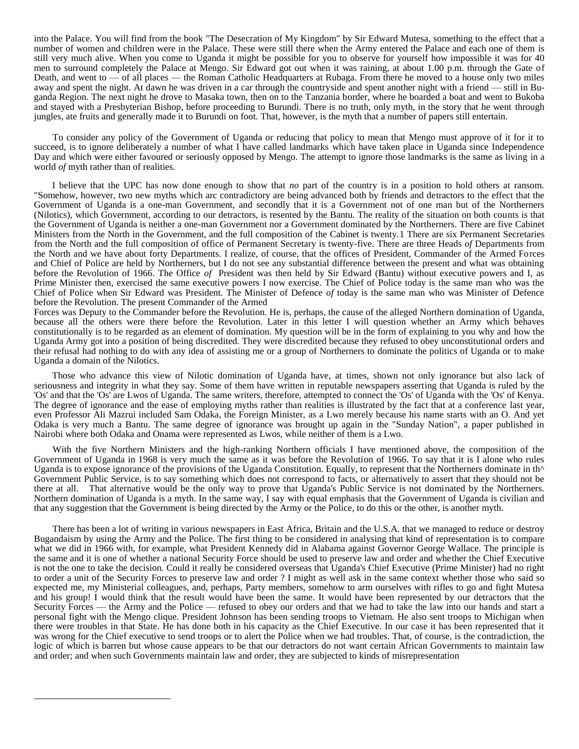into the Palace. You will find from the book "The Desecration of My Kingdom" by Sir Edward Mutesa, something to the effect that a number of women and children were in the Palace. These were still there when the Army entered the Palace and each one of them is still very much alive. When you come to Uganda it might be possible for you to observe for yourself how impossible it was for 40 men to surround completely the Palace at Mengo. Sir Edward got out when it was raining, at about 1.00 p.m. through the Gate of Death, and went to — of all places — the Roman Catholic Headquarters at Rubaga. From there he moved to a house only two miles away and spent the night. At dawn he was driven in a car through the countryside and spent another night with a friend — still in Buganda Region. The next night he drove to Masaka town, then on to the Tanzania border, where he boarded a boat and went to Bukoba and stayed with a Presbyterian Bishop, before proceeding to Burundi. There is no truth, only myth, in the story that he went through jungles, ate fruits and generally made it to Burundi on foot. That, however, is the myth that a number of papers still entertain.

To consider any policy of the Government of Uganda or reducing that policy to mean that Mengo must approve of it for it to succeed, is to ignore deliberately a number of what I have called landmarks which have taken place in Uganda since Independence Day and which were either favoured or seriously opposed by Mengo. The attempt to ignore those landmarks is the same as living in a world *of* myth rather than of realities.

I believe that the UPC has now done enough to show that *no* part of the country is in a position to hold others at ransom. "Somehow, however, two new myths which arc contradictory are being advanced both by friends and detractors to the effect that the Government of Uganda is a one-man Government, and secondly that it is a Government not of one man but of the Northerners (Nilotics), which Government, according to our detractors, is resented by the Bantu. The reality of the situation on both counts is that the Government of Uganda is neither a one-man Government nor a Government dominated by the Northerners. There are five Cabinet Ministers from the North in the Government, and the full composition of the Cabinet is twenty.[1] There are six Permanent Secretaries from the North and the full composition of office of Permanent Secretary is twenty-five. There are three Heads *of* Departments from the North and we have about forty Departments. I realize, of course, that the offices of President, Commander of the Armed Forces and Chief of Police are held by Northerners, but I do not see any substantial difference between the present and what was obtaining before the Revolution of 1966. The Office *of* President was then held by Sir Edward (Bantu) without executive powers and I, as Prime Minister then, exercised the same executive powers I now exercise. The Chief of Police today is the same man who was the Chief of Police when Sir Edward was President. The Minister of Defence *of* today is the same man who was Minister of Defence before the Revolution. The present Commander of the Armed Forces was Deputy to the Commander before the Revolution. He is, perhaps, the cause of the alleged Northern domination of Uganda, because all the others were there before the Revolution. Later in this letter I will question whether an Army which behaves constitutionally is to be regarded as an element of domination. My question will be in the form of explaining to you why and how the Uganda Army got into a position of being discredited. They were discredited because they refused to obey unconstitutional orders and their refusal had nothing to do with any idea of assisting me or a group of Northerners to dominate the politics of Uganda or to make Uganda a domain of the Nilotics.

Those who advance this view of Nilotic domination of Uganda have, at times, shown not only ignorance but also lack of seriousness and integrity in what they say. Some of them have written in reputable newspapers asserting that Uganda is ruled by the 'Os' and that the 'Os' are Lwos of Uganda. The same writers, therefore, attempted to connect the 'Os' of Uganda with the 'Os' of Kenya. The degree of ignorance and the ease of employing myths rather than realities is illustrated by the fact that at a conference last year, even Professor Ali Mazrui included Sam Odaka, the Foreign Minister, as a Lwo merely because his name starts with an O. And yet Odaka is very much a Bantu. The same degree of ignorance was brought up again in the "Sunday Nation", a paper published in Nairobi where both Odaka and Onama were represented as Lwos, while neither of them is a Lwo.

With the five Northern Ministers and the high-ranking Northern officials I have mentioned above, the composition of the Government of Uganda in 1968 is very much the same as it was before the Revolution of 1966. To say that it is I alone who rules Uganda is to expose ignorance of the provisions of the Uganda Constitution. Equally, to represent that the Northerners dominate in th^ Government Public Service, is to say something which does not correspond to facts, or alternatively to assert that they should not be there at all. That alternative would be the only way to prove that Uganda's Public Service is not dominated by the Northerners. Northern domination of Uganda is a myth. In the same way, I say with equal emphasis that the Government of Uganda is civilian and that any suggestion that the Government is being directed by the Army or the Police, to do this or the other, is another myth.

There has been a lot of writing in various newspapers in East Africa, Britain and the U.S.A. that we managed to reduce or destroy Bugandaism by using the Army and the Police. The first thing to be considered in analysing that kind of representation is to compare what we did in 1966 with, for example, what President Kennedy did in Alabama against Governor George Wallace. The principle is the same and it is one of whether a national Security Force should be used to preserve law and order and whether the Chief Executive is not the one to take the decision. Could it really be considered overseas that Uganda's Chief Executive (Prime Minister) had no right to order a unit of the Security Forces to preserve law and order ? I might as well ask in the same context whether those who said so expected me, my Ministerial colleagues, and, perhaps, Party members, somehow to arm ourselves with rifles to go and fight Mutesa and his group! I would think that the result would have been the same. It would have been represented by our detractors that the Security Forces — the Army and the Police — refused to obey our orders and that we had to take the law into our hands and start a personal fight with the Mengo clique. President Johnson has been sending troops to Vietnam. He also sent troops to Michigan when there were troubles in that State. He has done both in his capacity as the Chief Executive. In our case it has been represented that it was wrong for the Chief executive to send troops or to alert the Police when we had troubles. That, of course, is the contradiction, the logic of which is barren but whose cause appears to be that our detractors do not want certain African Governments to maintain law and order; and when such Governments maintain law and order, they are subjected to kinds of misrepresentation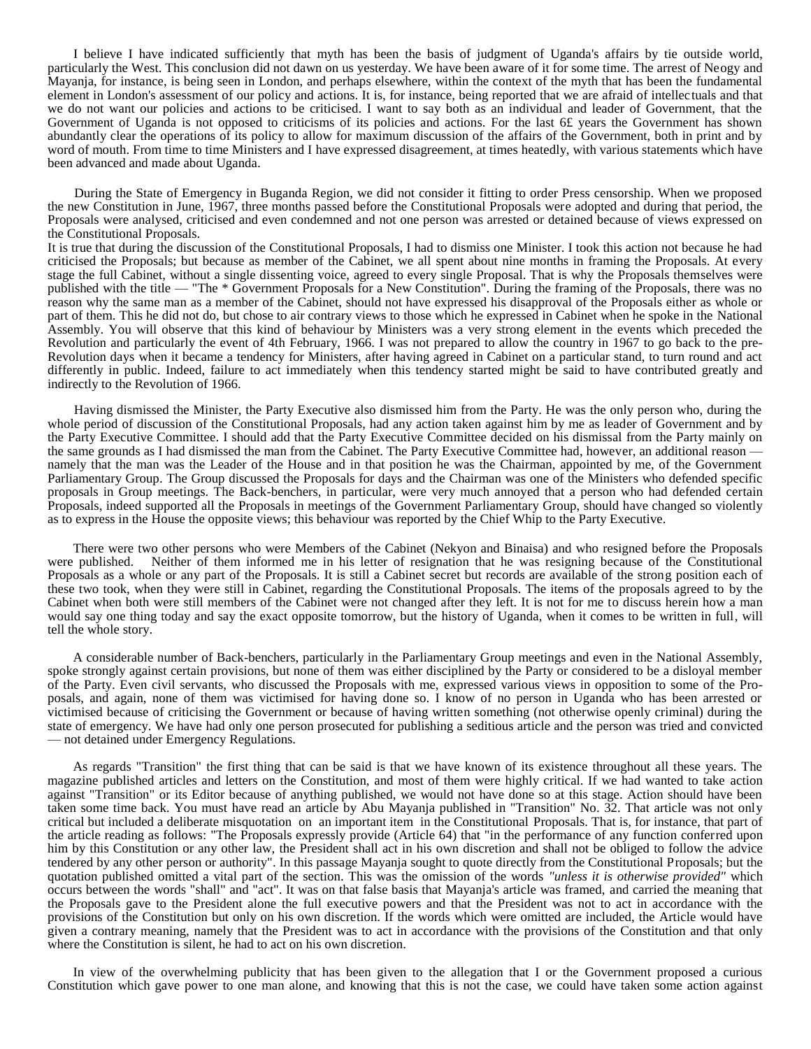I believe I have indicated sufficiently that myth has been the basis of judgment of Uganda's affairs by tie outside world, particularly the West. This conclusion did not dawn on us yesterday. We have been aware of it for some time. The arrest of Neogy and Mayanja, for instance, is being seen in London, and perhaps elsewhere, within the context of the myth that has been the fundamental element in London's assessment of our policy and actions. It is, for instance, being reported that we are afraid of intellectuals and that we do not want our policies and actions to be criticised. I want to say both as an individual and leader of Government, that the Government of Uganda is not opposed to criticisms of its policies and actions. For the last 6£ years the Government has shown abundantly clear the operations of its policy to allow for maximum discussion of the affairs of the Government, both in print and by word of mouth. From time to time Ministers and I have expressed disagreement, at times heatedly, with various statements which have been advanced and made about Uganda.

During the State of Emergency in Buganda Region, we did not consider it fitting to order Press censorship. When we proposed the new Constitution in June, 1967, three months passed before the Constitutional Proposals were adopted and during that period, the Proposals were analysed, criticised and even condemned and not one person was arrested or detained because of views expressed on the Constitutional Proposals.

It is true that during the discussion of the Constitutional Proposals, I had to dismiss one Minister. I took this action not because he had criticised the Proposals; but because as member of the Cabinet, we all spent about nine months in framing the Proposals. At every stage the full Cabinet, without a single dissenting voice, agreed to every single Proposal. That is why the Proposals themselves were published with the title — "The * Government Proposals for a New Constitution". During the framing of the Proposals, there was no reason why the same man as a member of the Cabinet, should not have expressed his disapproval of the Proposals either as whole or part of them. This he did not do, but chose to air contrary views to those which he expressed in Cabinet when he spoke in the National Assembly. You will observe that this kind of behaviour by Ministers was a very strong element in the events which preceded the Revolution and particularly the event of 4th February, 1966. I was not prepared to allow the country in 1967 to go back to the pre-Revolution days when it became a tendency for Ministers, after having agreed in Cabinet on a particular stand, to turn round and act differently in public. Indeed, failure to act immediately when this tendency started might be said to have contributed greatly and indirectly to the Revolution of 1966.

Having dismissed the Minister, the Party Executive also dismissed him from the Party. He was the only person who, during the whole period of discussion of the Constitutional Proposals, had any action taken against him by me as leader of Government and by the Party Executive Committee. I should add that the Party Executive Committee decided on his dismissal from the Party mainly on the same grounds as I had dismissed the man from the Cabinet. The Party Executive Committee had, however, an additional reason — namely that the man was the Leader of the House and in that position he was the Chairman, appointed by me, of the Government Parliamentary Group. The Group discussed the Proposals for days and the Chairman was one of the Ministers who defended specific proposals in Group meetings. The Back-benchers, in particular, were very much annoyed that a person who had defended certain Proposals, indeed supported all the Proposals in meetings of the Government Parliamentary Group, should have changed so violently as to express in the House the opposite views; this behaviour was reported by the Chief Whip to the Party Executive.

There were two other persons who were Members of the Cabinet (Nekyon and Binaisa) and who resigned before the Proposals were published. Neither of them informed me in his letter of resignation that he was resigning because of the Constitutional Proposals as a whole or any part of the Proposals. It is still a Cabinet secret but records are available of the strong position each of these two took, when they were still in Cabinet, regarding the Constitutional Proposals. The items of the proposals agreed to by the Cabinet when both were still members of the Cabinet were not changed after they left. It is not for me to discuss herein how a man would say one thing today and say the exact opposite tomorrow, but the history of Uganda, when it comes to be written in full, will tell the whole story.

A considerable number of Back-benchers, particularly in the Parliamentary Group meetings and even in the National Assembly, spoke strongly against certain provisions, but none of them was either disciplined by the Party or considered to be a disloyal member of the Party. Even civil servants, who discussed the Proposals with me, expressed various views in opposition to some of the Proposals, and again, none of them was victimised for having done so. I know of no person in Uganda who has been arrested or victimised because of criticising the Government or because of having written something (not otherwise openly criminal) during the state of emergency. We have had only one person prosecuted for publishing a seditious article and the person was tried and convicted — not detained under Emergency Regulations.

As regards "Transition" the first thing that can be said is that we have known of its existence throughout all these years. The magazine published articles and letters on the Constitution, and most of them were highly critical. If we had wanted to take action against "Transition" or its Editor because of anything published, we would not have done so at this stage. Action should have been taken some time back. You must have read an article by Abu Mayanja published in "Transition" No. 32. That article was not only critical but included a deliberate misquotation on an important item in the Constitutional Proposals. That is, for instance, that part of the article reading as follows: "The Proposals expressly provide (Article 64) that "in the performance of any function conferred upon him by this Constitution or any other law, the President shall act in his own discretion and shall not be obliged to follow the advice tendered by any other person or authority". In this passage Mayanja sought to quote directly from the Constitutional Proposals; but the quotation published omitted a vital part of the section. This was the omission of the words *"unless it is otherwise provided"* which occurs between the words "shall" and "act". It was on that false basis that Mayanja's article was framed, and carried the meaning that the Proposals gave to the President alone the full executive powers and that the President was not to act in accordance with the provisions of the Constitution but only on his own discretion. If the words which were omitted are included, the Article would have given a contrary meaning, namely that the President was to act in accordance with the provisions of the Constitution and that only where the Constitution is silent, he had to act on his own discretion.

In view of the overwhelming publicity that has been given to the allegation that I or the Government proposed a curious Constitution which gave power to one man alone, and knowing that this is not the case, we could have taken some action against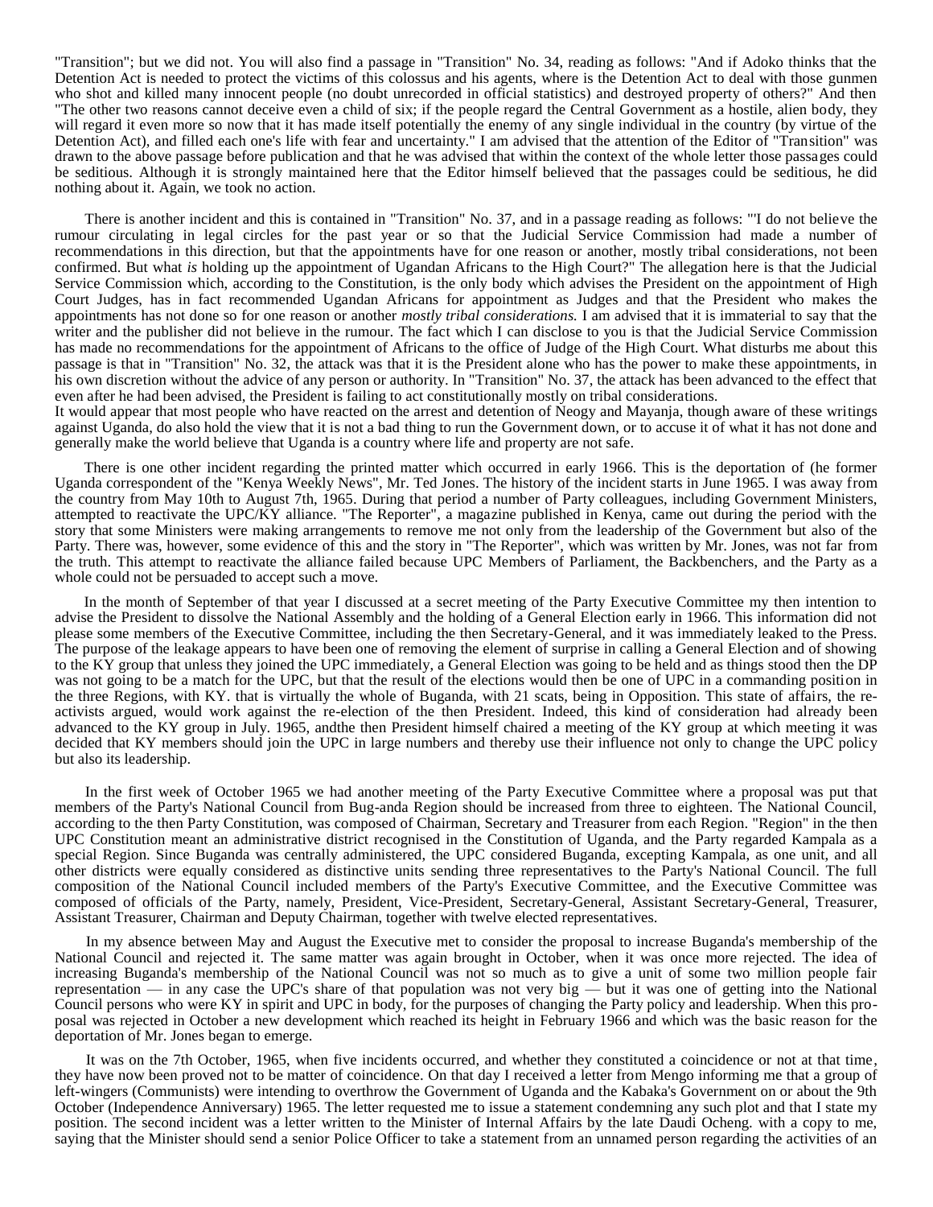"Transition"; but we did not. You will also find a passage in "Transition" No. 34, reading as follows: "And if Adoko thinks that the Detention Act is needed to protect the victims of this colossus and his agents, where is the Detention Act to deal with those gunmen who shot and killed many innocent people (no doubt unrecorded in official statistics) and destroyed property of others?" And then "The other two reasons cannot deceive even a child of six; if the people regard the Central Government as a hostile, alien body, they will regard it even more so now that it has made itself potentially the enemy of any single individual in the country (by virtue of the Detention Act), and filled each one's life with fear and uncertainty." I am advised that the attention of the Editor of "Transition" was drawn to the above passage before publication and that he was advised that within the context of the whole letter those passages could be seditious. Although it is strongly maintained here that the Editor himself believed that the passages could be seditious, he did nothing about it. Again, we took no action.

There is another incident and this is contained in "Transition" No. 37, and in a passage reading as follows: "'I do not believe the rumour circulating in legal circles for the past year or so that the Judicial Service Commission had made a number of recommendations in this direction, but that the appointments have for one reason or another, mostly tribal considerations, not been confirmed. But what *is* holding up the appointment of Ugandan Africans to the High Court?" The allegation here is that the Judicial Service Commission which, according to the Constitution, is the only body which advises the President on the appointment of High Court Judges, has in fact recommended Ugandan Africans for appointment as Judges and that the President who makes the appointments has not done so for one reason or another *mostly tribal considerations.* I am advised that it is immaterial to say that the writer and the publisher did not believe in the rumour. The fact which I can disclose to you is that the Judicial Service Commission has made no recommendations for the appointment of Africans to the office of Judge of the High Court. What disturbs me about this passage is that in "Transition" No. 32, the attack was that it is the President alone who has the power to make these appointments, in his own discretion without the advice of any person or authority. In "Transition" No. 37, the attack has been advanced to the effect that even after he had been advised, the President is failing to act constitutionally mostly on tribal considerations.
It would appear that most people who have reacted on the arrest and detention of Neogy and Mayanja, though aware of these writings against Uganda, do also hold the view that it is not a bad thing to run the Government down, or to accuse it of what it has not done and generally make the world believe that Uganda is a country where life and property are not safe.

There is one other incident regarding the printed matter which occurred in early 1966. This is the deportation of (he former Uganda correspondent of the "Kenya Weekly News", Mr. Ted Jones. The history of the incident starts in June 1965. I was away from the country from May 10th to August 7th, 1965. During that period a number of Party colleagues, including Government Ministers, attempted to reactivate the UPC/KY alliance. "The Reporter", a magazine published in Kenya, came out during the period with the story that some Ministers were making arrangements to remove me not only from the leadership of the Government but also of the Party. There was, however, some evidence of this and the story in "The Reporter", which was written by Mr. Jones, was not far from the truth. This attempt to reactivate the alliance failed because UPC Members of Parliament, the Backbenchers, and the Party as a whole could not be persuaded to accept such a move.

In the month of September of that year I discussed at a secret meeting of the Party Executive Committee my then intention to advise the President to dissolve the National Assembly and the holding of a General Election early in 1966. This information did not please some members of the Executive Committee, including the then Secretary-General, and it was immediately leaked to the Press. The purpose of the leakage appears to have been one of removing the element of surprise in calling a General Election and of showing to the KY group that unless they joined the UPC immediately, a General Election was going to be held and as things stood then the DP was not going to be a match for the UPC, but that the result of the elections would then be one of UPC in a commanding position in the three Regions, with KY. that is virtually the whole of Buganda, with 21 scats, being in Opposition. This state of affairs, the re-activists argued, would work against the re-election of the then President. Indeed, this kind of consideration had already been advanced to the KY group in July. 1965, andthe then President himself chaired a meeting of the KY group at which meeting it was decided that KY members should join the UPC in large numbers and thereby use their influence not only to change the UPC policy but also its leadership.

In the first week of October 1965 we had another meeting of the Party Executive Committee where a proposal was put that members of the Party's National Council from Bug-anda Region should be increased from three to eighteen. The National Council, according to the then Party Constitution, was composed of Chairman, Secretary and Treasurer from each Region. "Region" in the then UPC Constitution meant an administrative district recognised in the Constitution of Uganda, and the Party regarded Kampala as a special Region. Since Buganda was centrally administered, the UPC considered Buganda, excepting Kampala, as one unit, and all other districts were equally considered as distinctive units sending three representatives to the Party's National Council. The full composition of the National Council included members of the Party's Executive Committee, and the Executive Committee was composed of officials of the Party, namely, President, Vice-President, Secretary-General, Assistant Secretary-General, Treasurer, Assistant Treasurer, Chairman and Deputy Chairman, together with twelve elected representatives.

In my absence between May and August the Executive met to consider the proposal to increase Buganda's membership of the National Council and rejected it. The same matter was again brought in October, when it was once more rejected. The idea of increasing Buganda's membership of the National Council was not so much as to give a unit of some two million people fair representation — in any case the UPC's share of that population was not very big — but it was one of getting into the National Council persons who were KY in spirit and UPC in body, for the purposes of changing the Party policy and leadership. When this proposal was rejected in October a new development which reached its height in February 1966 and which was the basic reason for the deportation of Mr. Jones began to emerge.

It was on the 7th October, 1965, when five incidents occurred, and whether they constituted a coincidence or not at that time, they have now been proved not to be matter of coincidence. On that day I received a letter from Mengo informing me that a group of left-wingers (Communists) were intending to overthrow the Government of Uganda and the Kabaka's Government on or about the 9th October (Independence Anniversary) 1965. The letter requested me to issue a statement condemning any such plot and that I state my position. The second incident was a letter written to the Minister of Internal Affairs by the late Daudi Ocheng. with a copy to me, saying that the Minister should send a senior Police Officer to take a statement from an unnamed person regarding the activities of an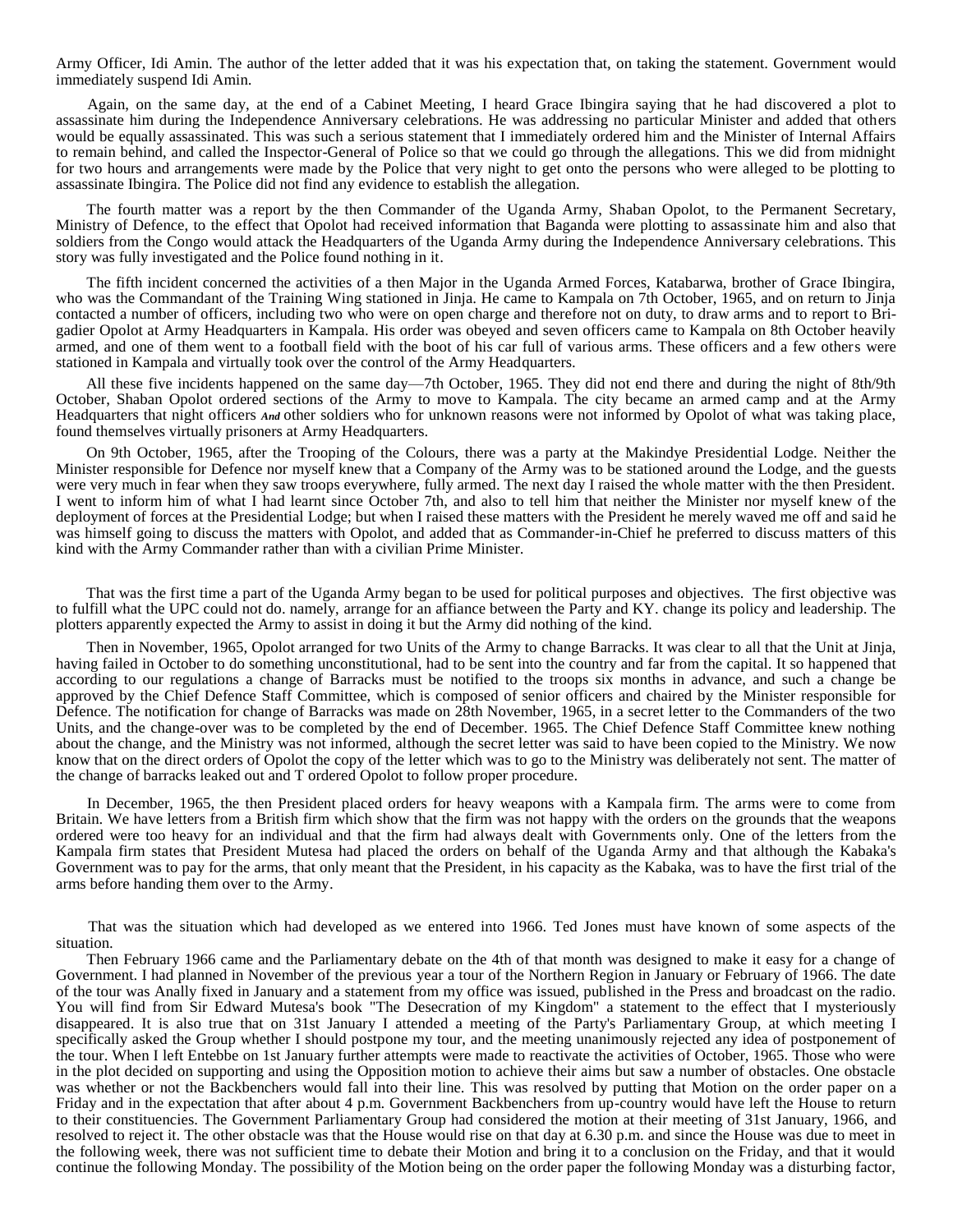Army Officer, Idi Amin. The author of the letter added that it was his expectation that, on taking the statement. Government would immediately suspend Idi Amin.

Again, on the same day, at the end of a Cabinet Meeting, I heard Grace Ibingira saying that he had discovered a plot to assassinate him during the Independence Anniversary celebrations. He was addressing no particular Minister and added that others would be equally assassinated. This was such a serious statement that I immediately ordered him and the Minister of Internal Affairs to remain behind, and called the Inspector-General of Police so that we could go through the allegations. This we did from midnight for two hours and arrangements were made by the Police that very night to get onto the persons who were alleged to be plotting to assassinate Ibingira. The Police did not find any evidence to establish the allegation.

The fourth matter was a report by the then Commander of the Uganda Army, Shaban Opolot, to the Permanent Secretary, Ministry of Defence, to the effect that Opolot had received information that Baganda were plotting to assassinate him and also that soldiers from the Congo would attack the Headquarters of the Uganda Army during the Independence Anniversary celebrations. This story was fully investigated and the Police found nothing in it.

The fifth incident concerned the activities of a then Major in the Uganda Armed Forces, Katabarwa, brother of Grace Ibingira, who was the Commandant of the Training Wing stationed in Jinja. He came to Kampala on 7th October, 1965, and on return to Jinja contacted a number of officers, including two who were on open charge and therefore not on duty, to draw arms and to report to Brigadier Opolot at Army Headquarters in Kampala. His order was obeyed and seven officers came to Kampala on 8th October heavily armed, and one of them went to a football field with the boot of his car full of various arms. These officers and a few others were stationed in Kampala and virtually took over the control of the Army Headquarters.

All these five incidents happened on the same day—7th October, 1965. They did not end there and during the night of 8th/9th October, Shaban Opolot ordered sections of the Army to move to Kampala. The city became an armed camp and at the Army Headquarters that night officers *And* other soldiers who for unknown reasons were not informed by Opolot of what was taking place, found themselves virtually prisoners at Army Headquarters.

On 9th October, 1965, after the Trooping of the Colours, there was a party at the Makindye Presidential Lodge. Neither the Minister responsible for Defence nor myself knew that a Company of the Army was to be stationed around the Lodge, and the guests were very much in fear when they saw troops everywhere, fully armed. The next day I raised the whole matter with the then President. I went to inform him of what I had learnt since October 7th, and also to tell him that neither the Minister nor myself knew of the deployment of forces at the Presidential Lodge; but when I raised these matters with the President he merely waved me off and said he was himself going to discuss the matters with Opolot, and added that as Commander-in-Chief he preferred to discuss matters of this kind with the Army Commander rather than with a civilian Prime Minister.

That was the first time a part of the Uganda Army began to be used for political purposes and objectives. The first objective was to fulfill what the UPC could not do. namely, arrange for an affiance between the Party and KY. change its policy and leadership. The plotters apparently expected the Army to assist in doing it but the Army did nothing of the kind.

Then in November, 1965, Opolot arranged for two Units of the Army to change Barracks. It was clear to all that the Unit at Jinja, having failed in October to do something unconstitutional, had to be sent into the country and far from the capital. It so happened that according to our regulations a change of Barracks must be notified to the troops six months in advance, and such a change be approved by the Chief Defence Staff Committee, which is composed of senior officers and chaired by the Minister responsible for Defence. The notification for change of Barracks was made on 28th November, 1965, in a secret letter to the Commanders of the two Units, and the change-over was to be completed by the end of December. 1965. The Chief Defence Staff Committee knew nothing about the change, and the Ministry was not informed, although the secret letter was said to have been copied to the Ministry. We now know that on the direct orders of Opolot the copy of the letter which was to go to the Ministry was deliberately not sent. The matter of the change of barracks leaked out and T ordered Opolot to follow proper procedure.

In December, 1965, the then President placed orders for heavy weapons with a Kampala firm. The arms were to come from Britain. We have letters from a British firm which show that the firm was not happy with the orders on the grounds that the weapons ordered were too heavy for an individual and that the firm had always dealt with Governments only. One of the letters from the Kampala firm states that President Mutesa had placed the orders on behalf of the Uganda Army and that although the Kabaka's Government was to pay for the arms, that only meant that the President, in his capacity as the Kabaka, was to have the first trial of the arms before handing them over to the Army.

That was the situation which had developed as we entered into 1966. Ted Jones must have known of some aspects of the situation.

Then February 1966 came and the Parliamentary debate on the 4th of that month was designed to make it easy for a change of Government. I had planned in November of the previous year a tour of the Northern Region in January or February of 1966. The date of the tour was Anally fixed in January and a statement from my office was issued, published in the Press and broadcast on the radio. You will find from Sir Edward Mutesa's book "The Desecration of my Kingdom" a statement to the effect that I mysteriously disappeared. It is also true that on 31st January I attended a meeting of the Party's Parliamentary Group, at which meeting I specifically asked the Group whether I should postpone my tour, and the meeting unanimously rejected any idea of postponement of the tour. When I left Entebbe on 1st January further attempts were made to reactivate the activities of October, 1965. Those who were in the plot decided on supporting and using the Opposition motion to achieve their aims but saw a number of obstacles. One obstacle was whether or not the Backbenchers would fall into their line. This was resolved by putting that Motion on the order paper on a Friday and in the expectation that after about 4 p.m. Government Backbenchers from up-country would have left the House to return to their constituencies. The Government Parliamentary Group had considered the motion at their meeting of 31st January, 1966, and resolved to reject it. The other obstacle was that the House would rise on that day at 6.30 p.m. and since the House was due to meet in the following week, there was not sufficient time to debate their Motion and bring it to a conclusion on the Friday, and that it would continue the following Monday. The possibility of the Motion being on the order paper the following Monday was a disturbing factor,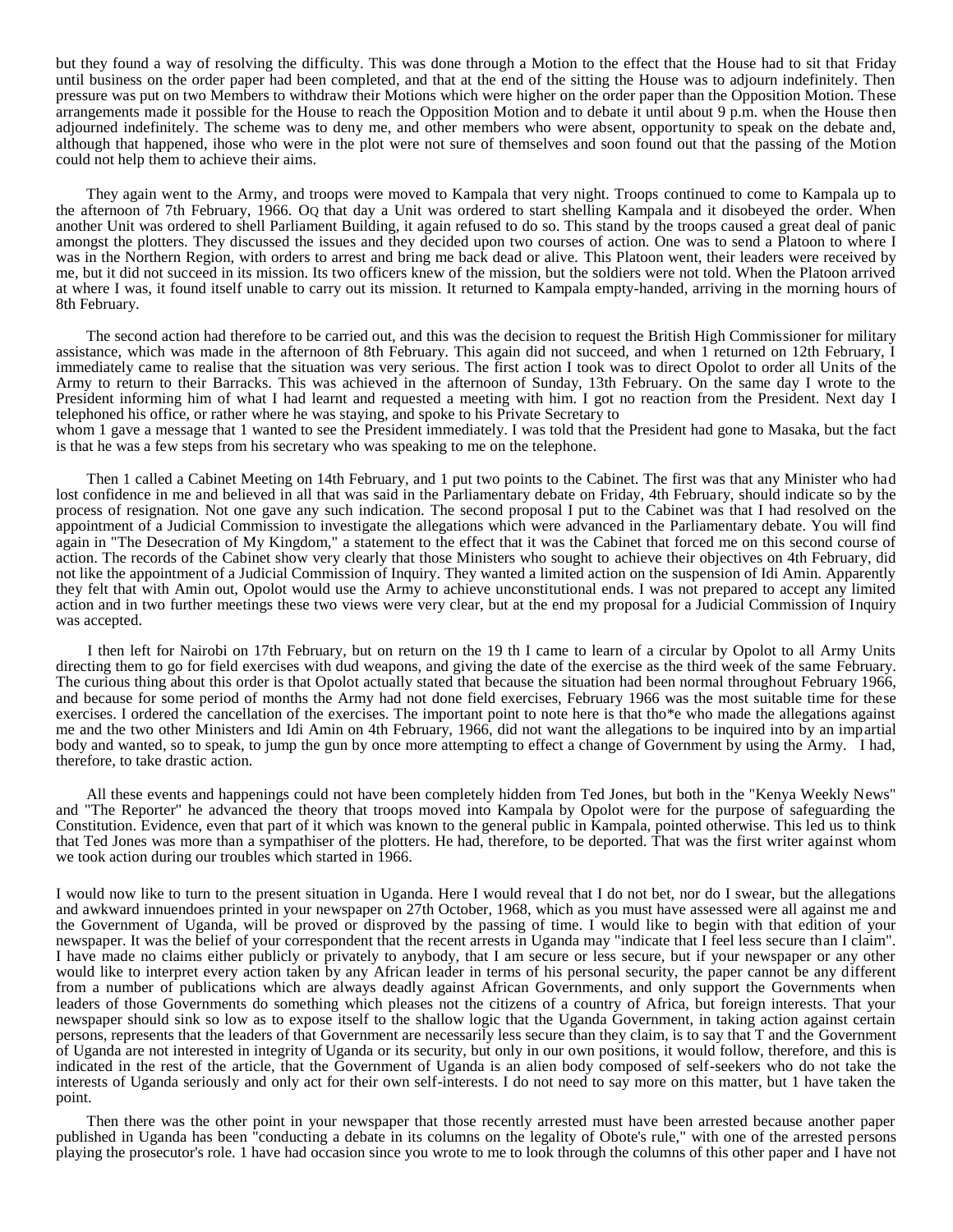but they found a way of resolving the difficulty. This was done through a Motion to the effect that the House had to sit that Friday until business on the order paper had been completed, and that at the end of the sitting the House was to adjourn indefinitely. Then pressure was put on two Members to withdraw their Motions which were higher on the order paper than the Opposition Motion. These arrangements made it possible for the House to reach the Opposition Motion and to debate it until about 9 p.m. when the House then adjourned indefinitely. The scheme was to deny me, and other members who were absent, opportunity to speak on the debate and, although that happened, ihose who were in the plot were not sure of themselves and soon found out that the passing of the Motion could not help them to achieve their aims.

They again went to the Army, and troops were moved to Kampala that very night. Troops continued to come to Kampala up to the afternoon of 7th February, 1966. OQ that day a Unit was ordered to start shelling Kampala and it disobeyed the order. When another Unit was ordered to shell Parliament Building, it again refused to do so. This stand by the troops caused a great deal of panic amongst the plotters. They discussed the issues and they decided upon two courses of action. One was to send a Platoon to where I was in the Northern Region, with orders to arrest and bring me back dead or alive. This Platoon went, their leaders were received by me, but it did not succeed in its mission. Its two officers knew of the mission, but the soldiers were not told. When the Platoon arrived at where I was, it found itself unable to carry out its mission. It returned to Kampala empty-handed, arriving in the morning hours of 8th February.

The second action had therefore to be carried out, and this was the decision to request the British High Commissioner for military assistance, which was made in the afternoon of 8th February. This again did not succeed, and when 1 returned on 12th February, I immediately came to realise that the situation was very serious. The first action I took was to direct Opolot to order all Units of the Army to return to their Barracks. This was achieved in the afternoon of Sunday, 13th February. On the same day I wrote to the President informing him of what I had learnt and requested a meeting with him. I got no reaction from the President. Next day I telephoned his office, or rather where he was staying, and spoke to his Private Secretary to whom 1 gave a message that 1 wanted to see the President immediately. I was told that the President had gone to Masaka, but the fact is that he was a few steps from his secretary who was speaking to me on the telephone.

Then 1 called a Cabinet Meeting on 14th February, and 1 put two points to the Cabinet. The first was that any Minister who had lost confidence in me and believed in all that was said in the Parliamentary debate on Friday, 4th February, should indicate so by the process of resignation. Not one gave any such indication. The second proposal I put to the Cabinet was that I had resolved on the appointment of a Judicial Commission to investigate the allegations which were advanced in the Parliamentary debate. You will find again in "The Desecration of My Kingdom," a statement to the effect that it was the Cabinet that forced me on this second course of action. The records of the Cabinet show very clearly that those Ministers who sought to achieve their objectives on 4th February, did not like the appointment of a Judicial Commission of Inquiry. They wanted a limited action on the suspension of Idi Amin. Apparently they felt that with Amin out, Opolot would use the Army to achieve unconstitutional ends. I was not prepared to accept any limited action and in two further meetings these two views were very clear, but at the end my proposal for a Judicial Commission of Inquiry was accepted.

I then left for Nairobi on 17th February, but on return on the 19 th I came to learn of a circular by Opolot to all Army Units directing them to go for field exercises with dud weapons, and giving the date of the exercise as the third week of the same February. The curious thing about this order is that Opolot actually stated that because the situation had been normal throughout February 1966, and because for some period of months the Army had not done field exercises, February 1966 was the most suitable time for these exercises. I ordered the cancellation of the exercises. The important point to note here is that tho*e who made the allegations against me and the two other Ministers and Idi Amin on 4th February, 1966, did not want the allegations to be inquired into by an impartial body and wanted, so to speak, to jump the gun by once more attempting to effect a change of Government by using the Army. I had, therefore, to take drastic action.

All these events and happenings could not have been completely hidden from Ted Jones, but both in the "Kenya Weekly News" and "The Reporter" he advanced the theory that troops moved into Kampala by Opolot were for the purpose of safeguarding the Constitution. Evidence, even that part of it which was known to the general public in Kampala, pointed otherwise. This led us to think that Ted Jones was more than a sympathiser of the plotters. He had, therefore, to be deported. That was the first writer against whom we took action during our troubles which started in 1966.

I would now like to turn to the present situation in Uganda. Here I would reveal that I do not bet, nor do I swear, but the allegations and awkward innuendoes printed in your newspaper on 27th October, 1968, which as you must have assessed were all against me and the Government of Uganda, will be proved or disproved by the passing of time. I would like to begin with that edition of your newspaper. It was the belief of your correspondent that the recent arrests in Uganda may "indicate that I feel less secure than I claim". I have made no claims either publicly or privately to anybody, that I am secure or less secure, but if your newspaper or any other would like to interpret every action taken by any African leader in terms of his personal security, the paper cannot be any different from a number of publications which are always deadly against African Governments, and only support the Governments when leaders of those Governments do something which pleases not the citizens of a country of Africa, but foreign interests. That your newspaper should sink so low as to expose itself to the shallow logic that the Uganda Government, in taking action against certain persons, represents that the leaders of that Government are necessarily less secure than they claim, is to say that T and the Government of Uganda are not interested in integrity of Uganda or its security, but only in our own positions, it would follow, therefore, and this is indicated in the rest of the article, that the Government of Uganda is an alien body composed of self-seekers who do not take the interests of Uganda seriously and only act for their own self-interests. I do not need to say more on this matter, but 1 have taken the point.

Then there was the other point in your newspaper that those recently arrested must have been arrested because another paper published in Uganda has been "conducting a debate in its columns on the legality of Obote's rule," with one of the arrested persons playing the prosecutor's role. 1 have had occasion since you wrote to me to look through the columns of this other paper and I have not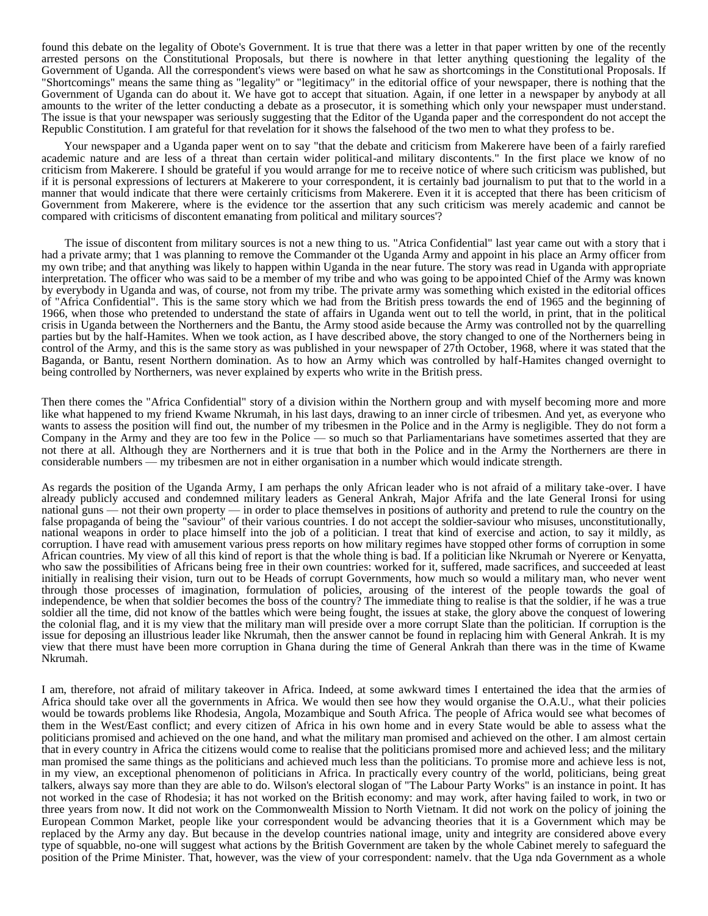found this debate on the legality of Obote's Government. It is true that there was a letter in that paper written by one of the recently arrested persons on the Constitutional Proposals, but there is nowhere in that letter anything questioning the legality of the Government of Uganda. All the correspondent's views were based on what he saw as shortcomings in the Constitutional Proposals. If "Shortcomings" means the same thing as "legality" or "legitimacy" in the editorial office of your newspaper, there is nothing that the Government of Uganda can do about it. We have got to accept that situation. Again, if one letter in a newspaper by anybody at all amounts to the writer of the letter conducting a debate as a prosecutor, it is something which only your newspaper must understand. The issue is that your newspaper was seriously suggesting that the Editor of the Uganda paper and the correspondent do not accept the Republic Constitution. I am grateful for that revelation for it shows the falsehood of the two men to what they profess to be.

Your newspaper and a Uganda paper went on to say "that the debate and criticism from Makerere have been of a fairly rarefied academic nature and are less of a threat than certain wider political-and military discontents." In the first place we know of no criticism from Makerere. I should be grateful if you would arrange for me to receive notice of where such criticism was published, but if it is personal expressions of lecturers at Makerere to your correspondent, it is certainly bad journalism to put that to the world in a manner that would indicate that there were certainly criticisms from Makerere. Even it it is accepted that there has been criticism of Government from Makerere, where is the evidence tor the assertion that any such criticism was merely academic and cannot be compared with criticisms of discontent emanating from political and military sources'?

The issue of discontent from military sources is not a new thing to us. "Atrica Confidential" last year came out with a story that i had a private army; that 1 was planning to remove the Commander ot the Uganda Army and appoint in his place an Army officer from my own tribe; and that anything was likely to happen within Uganda in the near future. The story was read in Uganda with appropriate interpretation. The officer who was said to be a member of my tribe and who was going to be appointed Chief of the Army was known by everybody in Uganda and was, of course, not from my tribe. The private army was something which existed in the editorial offices of "Africa Confidential". This is the same story which we had from the British press towards the end of 1965 and the beginning of 1966, when those who pretended to understand the state of affairs in Uganda went out to tell the world, in print, that in the political crisis in Uganda between the Northerners and the Bantu, the Army stood aside because the Army was controlled not by the quarrelling parties but by the half-Hamites. When we took action, as I have described above, the story changed to one of the Northerners being in control of the Army, and this is the same story as was published in your newspaper of 27th October, 1968, where it was stated that the Baganda, or Bantu, resent Northern domination. As to how an Army which was controlled by half-Hamites changed overnight to being controlled by Northerners, was never explained by experts who write in the British press.

Then there comes the "Africa Confidential" story of a division within the Northern group and with myself becoming more and more like what happened to my friend Kwame Nkrumah, in his last days, drawing to an inner circle of tribesmen. And yet, as everyone who wants to assess the position will find out, the number of my tribesmen in the Police and in the Army is negligible. They do not form a Company in the Army and they are too few in the Police — so much so that Parliamentarians have sometimes asserted that they are not there at all. Although they are Northerners and it is true that both in the Police and in the Army the Northerners are there in considerable numbers — my tribesmen are not in either organisation in a number which would indicate strength.

As regards the position of the Uganda Army, I am perhaps the only African leader who is not afraid of a military take-over. I have already publicly accused and condemned military leaders as General Ankrah, Major Afrifa and the late General Ironsi for using national guns — not their own property — in order to place themselves in positions of authority and pretend to rule the country on the false propaganda of being the "saviour" of their various countries. I do not accept the soldier-saviour who misuses, unconstitutionally, national weapons in order to place himself into the job of a politician. I treat that kind of exercise and action, to say it mildly, as corruption. I have read with amusement various press reports on how military regimes have stopped other forms of corruption in some African countries. My view of all this kind of report is that the whole thing is bad. If a politician like Nkrumah or Nyerere or Kenyatta, who saw the possibilities of Africans being free in their own countries: worked for it, suffered, made sacrifices, and succeeded at least initially in realising their vision, turn out to be Heads of corrupt Governments, how much so would a military man, who never went through those processes of imagination, formulation of policies, arousing of the interest of the people towards the goal of independence, be when that soldier becomes the boss of the country? The immediate thing to realise is that the soldier, if he was a true soldier all the time, did not know of the battles which were being fought, the issues at stake, the glory above the conquest of lowering the colonial flag, and it is my view that the military man will preside over a more corrupt Slate than the politician. If corruption is the issue for deposing an illustrious leader like Nkrumah, then the answer cannot be found in replacing him with General Ankrah. It is my view that there must have been more corruption in Ghana during the time of General Ankrah than there was in the time of Kwame Nkrumah.

I am, therefore, not afraid of military takeover in Africa. Indeed, at some awkward times I entertained the idea that the armies of Africa should take over all the governments in Africa. We would then see how they would organise the O.A.U., what their policies would be towards problems like Rhodesia, Angola, Mozambique and South Africa. The people of Africa would see what becomes of them in the West/East conflict; and every citizen of Africa in his own home and in every State would be able to assess what the politicians promised and achieved on the one hand, and what the military man promised and achieved on the other. I am almost certain that in every country in Africa the citizens would come to realise that the politicians promised more and achieved less; and the military man promised the same things as the politicians and achieved much less than the politicians. To promise more and achieve less is not, in my view, an exceptional phenomenon of politicians in Africa. In practically every country of the world, politicians, being great talkers, always say more than they are able to do. Wilson's electoral slogan of "The Labour Party Works" is an instance in point. It has not worked in the case of Rhodesia; it has not worked on the British economy: and may work, after having failed to work, in two or three years from now. It did not work on the Commonwealth Mission to North Vietnam. It did not work on the policy of joining the European Common Market, people like your correspondent would be advancing theories that it is a Government which may be replaced by the Army any day. But because in the develop countries national image, unity and integrity are considered above every type of squabble, no-one will suggest what actions by the British Government are taken by the whole Cabinet merely to safeguard the position of the Prime Minister. That, however, was the view of your correspondent: namelv. that the Uga nda Government as a whole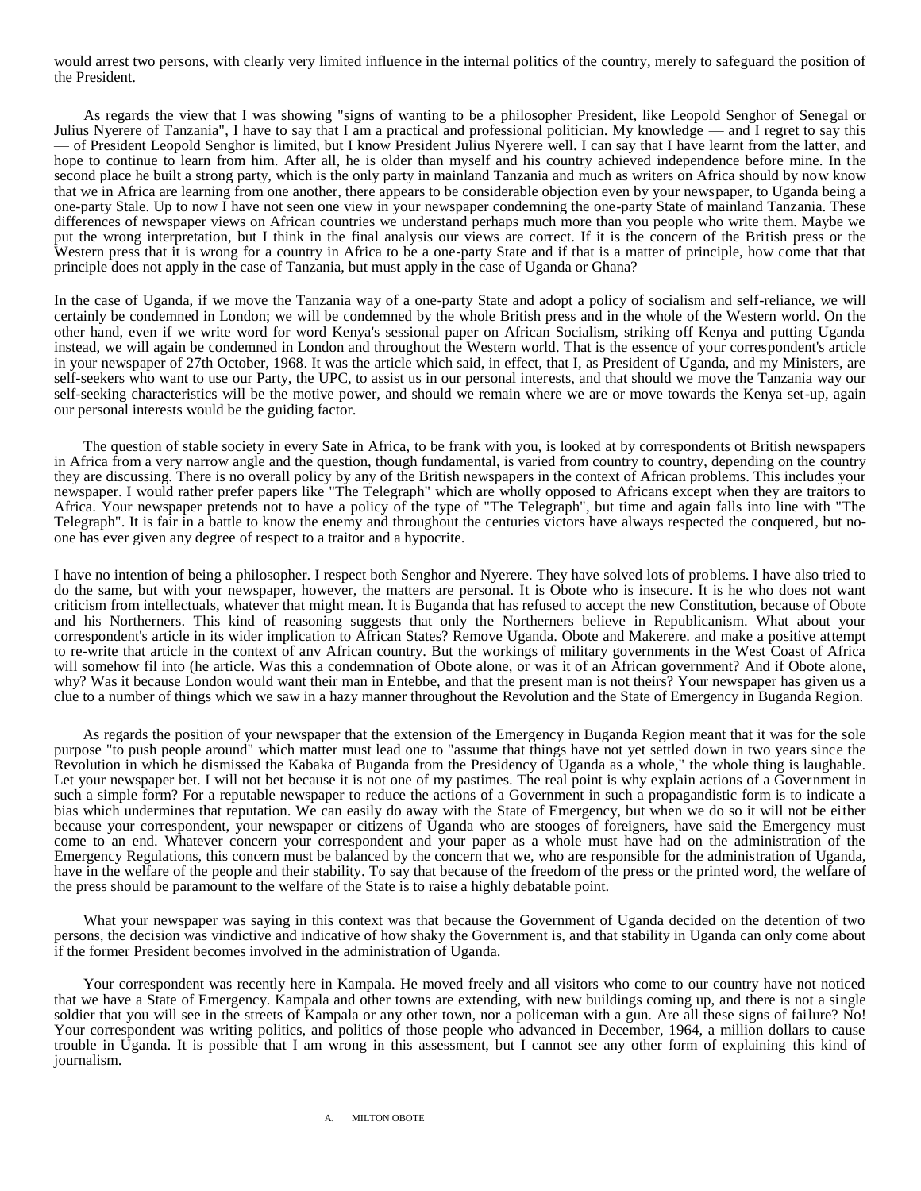would arrest two persons, with clearly very limited influence in the internal politics of the country, merely to safeguard the position of the President.

As regards the view that I was showing "signs of wanting to be a philosopher President, like Leopold Senghor of Senegal or Julius Nyerere of Tanzania", I have to say that I am a practical and professional politician. My knowledge — and I regret to say this — of President Leopold Senghor is limited, but I know President Julius Nyerere well. I can say that I have learnt from the latter, and hope to continue to learn from him. After all, he is older than myself and his country achieved independence before mine. In the second place he built a strong party, which is the only party in mainland Tanzania and much as writers on Africa should by now know that we in Africa are learning from one another, there appears to be considerable objection even by your newspaper, to Uganda being a one-party Stale. Up to now I have not seen one view in your newspaper condemning the one-party State of mainland Tanzania. These differences of newspaper views on African countries we understand perhaps much more than you people who write them. Maybe we put the wrong interpretation, but I think in the final analysis our views are correct. If it is the concern of the British press or the Western press that it is wrong for a country in Africa to be a one-party State and if that is a matter of principle, how come that that principle does not apply in the case of Tanzania, but must apply in the case of Uganda or Ghana?

In the case of Uganda, if we move the Tanzania way of a one-party State and adopt a policy of socialism and self-reliance, we will certainly be condemned in London; we will be condemned by the whole British press and in the whole of the Western world. On the other hand, even if we write word for word Kenya's sessional paper on African Socialism, striking off Kenya and putting Uganda instead, we will again be condemned in London and throughout the Western world. That is the essence of your correspondent's article in your newspaper of 27th October, 1968. It was the article which said, in effect, that I, as President of Uganda, and my Ministers, are self-seekers who want to use our Party, the UPC, to assist us in our personal interests, and that should we move the Tanzania way our self-seeking characteristics will be the motive power, and should we remain where we are or move towards the Kenya set-up, again our personal interests would be the guiding factor.

The question of stable society in every Sate in Africa, to be frank with you, is looked at by correspondents ot British newspapers in Africa from a very narrow angle and the question, though fundamental, is varied from country to country, depending on the country they are discussing. There is no overall policy by any of the British newspapers in the context of African problems. This includes your newspaper. I would rather prefer papers like "The Telegraph" which are wholly opposed to Africans except when they are traitors to Africa. Your newspaper pretends not to have a policy of the type of "The Telegraph", but time and again falls into line with "The Telegraph". It is fair in a battle to know the enemy and throughout the centuries victors have always respected the conquered, but no-one has ever given any degree of respect to a traitor and a hypocrite.

I have no intention of being a philosopher. I respect both Senghor and Nyerere. They have solved lots of problems. I have also tried to do the same, but with your newspaper, however, the matters are personal. It is Obote who is insecure. It is he who does not want criticism from intellectuals, whatever that might mean. It is Buganda that has refused to accept the new Constitution, because of Obote and his Northerners. This kind of reasoning suggests that only the Northerners believe in Republicanism. What about your correspondent's article in its wider implication to African States? Remove Uganda. Obote and Makerere. and make a positive attempt to re-write that article in the context of anv African country. But the workings of military governments in the West Coast of Africa will somehow fil into (he article. Was this a condemnation of Obote alone, or was it of an African government? And if Obote alone, why? Was it because London would want their man in Entebbe, and that the present man is not theirs? Your newspaper has given us a clue to a number of things which we saw in a hazy manner throughout the Revolution and the State of Emergency in Buganda Region.

As regards the position of your newspaper that the extension of the Emergency in Buganda Region meant that it was for the sole purpose "to push people around" which matter must lead one to "assume that things have not yet settled down in two years since the Revolution in which he dismissed the Kabaka of Buganda from the Presidency of Uganda as a whole," the whole thing is laughable. Let your newspaper bet. I will not bet because it is not one of my pastimes. The real point is why explain actions of a Government in such a simple form? For a reputable newspaper to reduce the actions of a Government in such a propagandistic form is to indicate a bias which undermines that reputation. We can easily do away with the State of Emergency, but when we do so it will not be either because your correspondent, your newspaper or citizens of Uganda who are stooges of foreigners, have said the Emergency must come to an end. Whatever concern your correspondent and your paper as a whole must have had on the administration of the Emergency Regulations, this concern must be balanced by the concern that we, who are responsible for the administration of Uganda, have in the welfare of the people and their stability. To say that because of the freedom of the press or the printed word, the welfare of the press should be paramount to the welfare of the State is to raise a highly debatable point.

What your newspaper was saying in this context was that because the Government of Uganda decided on the detention of two persons, the decision was vindictive and indicative of how shaky the Government is, and that stability in Uganda can only come about if the former President becomes involved in the administration of Uganda.

Your correspondent was recently here in Kampala. He moved freely and all visitors who come to our country have not noticed that we have a State of Emergency. Kampala and other towns are extending, with new buildings coming up, and there is not a single soldier that you will see in the streets of Kampala or any other town, nor a policeman with a gun. Are all these signs of failure? No! Your correspondent was writing politics, and politics of those people who advanced in December, 1964, a million dollars to cause trouble in Uganda. It is possible that I am wrong in this assessment, but I cannot see any other form of explaining this kind of journalism.

A. MILTON OBOTE